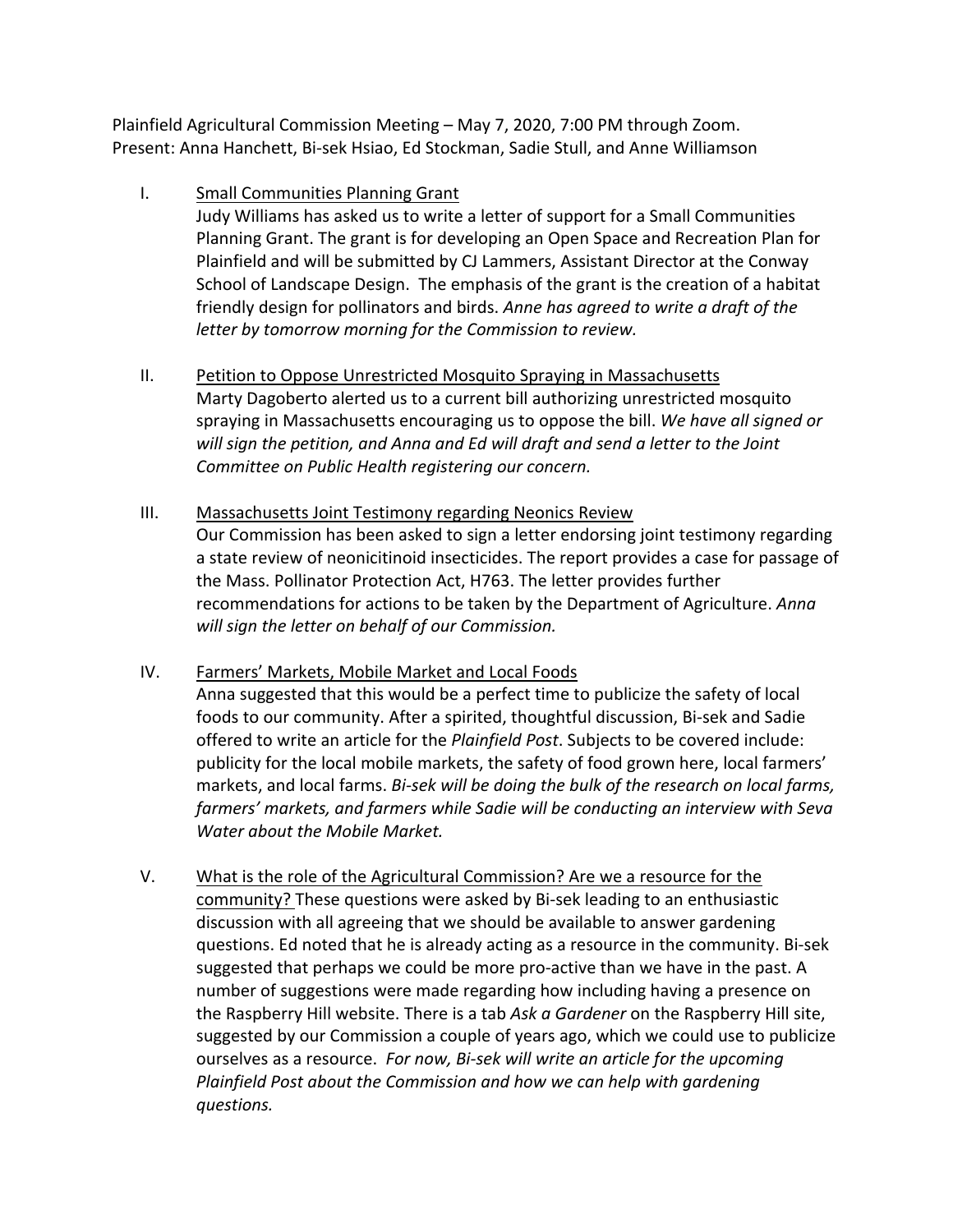Plainfield Agricultural Commission Meeting – May 7, 2020, 7:00 PM through Zoom.
Present: Anna Hanchett, Bi-sek Hsiao, Ed Stockman, Sadie Stull, and Anne Williamson

I. <u>Small Communities Planning Grant</u>
   Judy Williams has asked us to write a letter of support for a Small Communities Planning Grant. The grant is for developing an Open Space and Recreation Plan for Plainfield and will be submitted by CJ Lammers, Assistant Director at the Conway School of Landscape Design. The emphasis of the grant is the creation of a habitat friendly design for pollinators and birds. *Anne has agreed to write a draft of the letter by tomorrow morning for the Commission to review.*

II. <u>Petition to Oppose Unrestricted Mosquito Spraying in Massachusetts</u>
   Marty Dagoberto alerted us to a current bill authorizing unrestricted mosquito spraying in Massachusetts encouraging us to oppose the bill. *We have all signed or will sign the petition, and Anna and Ed will draft and send a letter to the Joint Committee on Public Health registering our concern.*

III. <u>Massachusetts Joint Testimony regarding Neonics Review</u>
   Our Commission has been asked to sign a letter endorsing joint testimony regarding a state review of neonicitinoid insecticides. The report provides a case for passage of the Mass. Pollinator Protection Act, H763. The letter provides further recommendations for actions to be taken by the Department of Agriculture. *Anna will sign the letter on behalf of our Commission.*

IV. <u>Farmers' Markets, Mobile Market and Local Foods</u>
   Anna suggested that this would be a perfect time to publicize the safety of local foods to our community. After a spirited, thoughtful discussion, Bi-sek and Sadie offered to write an article for the *Plainfield Post*. Subjects to be covered include: publicity for the local mobile markets, the safety of food grown here, local farmers' markets, and local farms. *Bi-sek will be doing the bulk of the research on local farms, farmers' markets, and farmers while Sadie will be conducting an interview with Seva Water about the Mobile Market.*

V. <u>What is the role of the Agricultural Commission? Are we a resource for the community?</u> These questions were asked by Bi-sek leading to an enthusiastic discussion with all agreeing that we should be available to answer gardening questions. Ed noted that he is already acting as a resource in the community. Bi-sek suggested that perhaps we could be more pro-active than we have in the past. A number of suggestions were made regarding how including having a presence on the Raspberry Hill website. There is a tab *Ask a Gardener* on the Raspberry Hill site, suggested by our Commission a couple of years ago, which we could use to publicize ourselves as a resource. *For now, Bi-sek will write an article for the upcoming Plainfield Post about the Commission and how we can help with gardening questions.*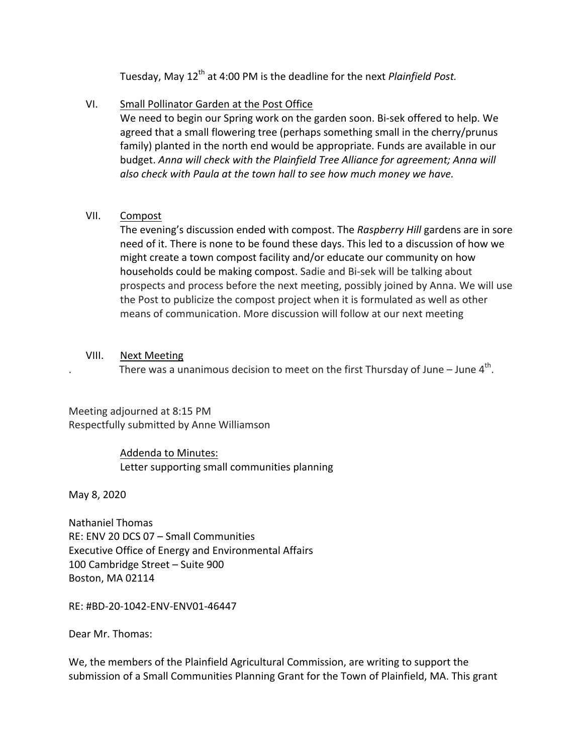Tuesday, May 12th at 4:00 PM is the deadline for the next *Plainfield Post.*

VI. Small Pollinator Garden at the Post Office

We need to begin our Spring work on the garden soon. Bi-sek offered to help. We agreed that a small flowering tree (perhaps something small in the cherry/prunus family) planted in the north end would be appropriate. Funds are available in our budget. *Anna will check with the Plainfield Tree Alliance for agreement; Anna will also check with Paula at the town hall to see how much money we have.*

VII. Compost

The evening's discussion ended with compost. The *Raspberry Hill* gardens are in sore need of it. There is none to be found these days. This led to a discussion of how we might create a town compost facility and/or educate our community on how households could be making compost. Sadie and Bi-sek will be talking about prospects and process before the next meeting, possibly joined by Anna. We will use the Post to publicize the compost project when it is formulated as well as other means of communication. More discussion will follow at our next meeting

VIII. Next Meeting

. There was a unanimous decision to meet on the first Thursday of June – June 4th.

Meeting adjourned at 8:15 PM
Respectfully submitted by Anne Williamson

Addenda to Minutes:
Letter supporting small communities planning

May 8, 2020

Nathaniel Thomas
RE: ENV 20 DCS 07 – Small Communities
Executive Office of Energy and Environmental Affairs
100 Cambridge Street – Suite 900
Boston, MA 02114

RE: #BD-20-1042-ENV-ENV01-46447

Dear Mr. Thomas:

We, the members of the Plainfield Agricultural Commission, are writing to support the submission of a Small Communities Planning Grant for the Town of Plainfield, MA. This grant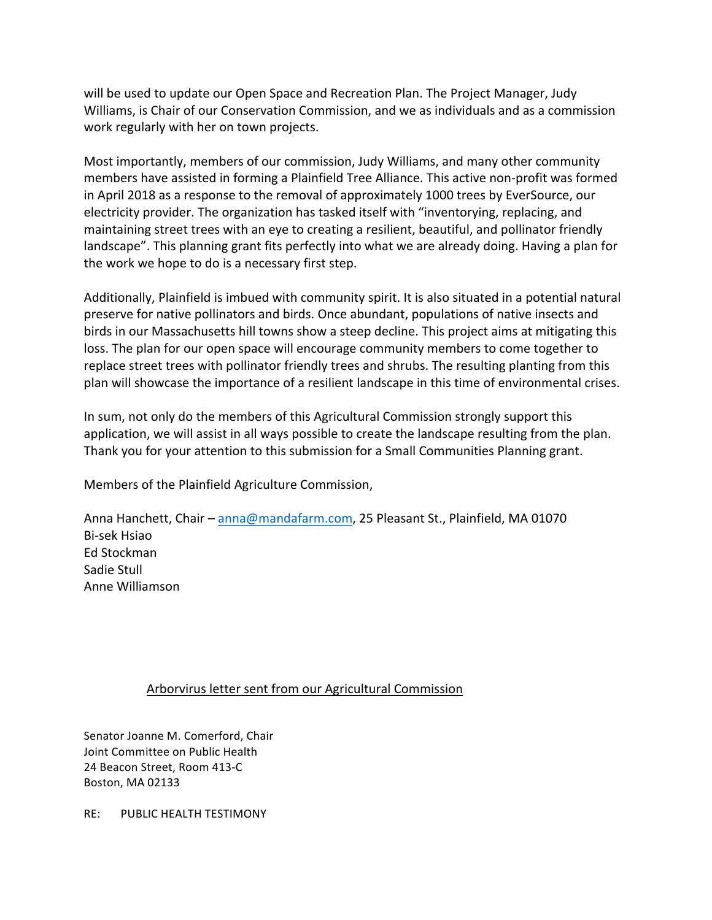will be used to update our Open Space and Recreation Plan. The Project Manager, Judy Williams, is Chair of our Conservation Commission, and we as individuals and as a commission work regularly with her on town projects.

Most importantly, members of our commission, Judy Williams, and many other community members have assisted in forming a Plainfield Tree Alliance. This active non-profit was formed in April 2018 as a response to the removal of approximately 1000 trees by EverSource, our electricity provider. The organization has tasked itself with "inventorying, replacing, and maintaining street trees with an eye to creating a resilient, beautiful, and pollinator friendly landscape". This planning grant fits perfectly into what we are already doing. Having a plan for the work we hope to do is a necessary first step.

Additionally, Plainfield is imbued with community spirit. It is also situated in a potential natural preserve for native pollinators and birds. Once abundant, populations of native insects and birds in our Massachusetts hill towns show a steep decline. This project aims at mitigating this loss. The plan for our open space will encourage community members to come together to replace street trees with pollinator friendly trees and shrubs. The resulting planting from this plan will showcase the importance of a resilient landscape in this time of environmental crises.

In sum, not only do the members of this Agricultural Commission strongly support this application, we will assist in all ways possible to create the landscape resulting from the plan. Thank you for your attention to this submission for a Small Communities Planning grant.

Members of the Plainfield Agriculture Commission,

Anna Hanchett, Chair – anna@mandafarm.com, 25 Pleasant St., Plainfield, MA 01070
Bi-sek Hsiao
Ed Stockman
Sadie Stull
Anne Williamson

<u>Arborvirus letter sent from our Agricultural Commission</u>

Senator Joanne M. Comerford, Chair
Joint Committee on Public Health
24 Beacon Street, Room 413-C
Boston, MA 02133

RE: PUBLIC HEALTH TESTIMONY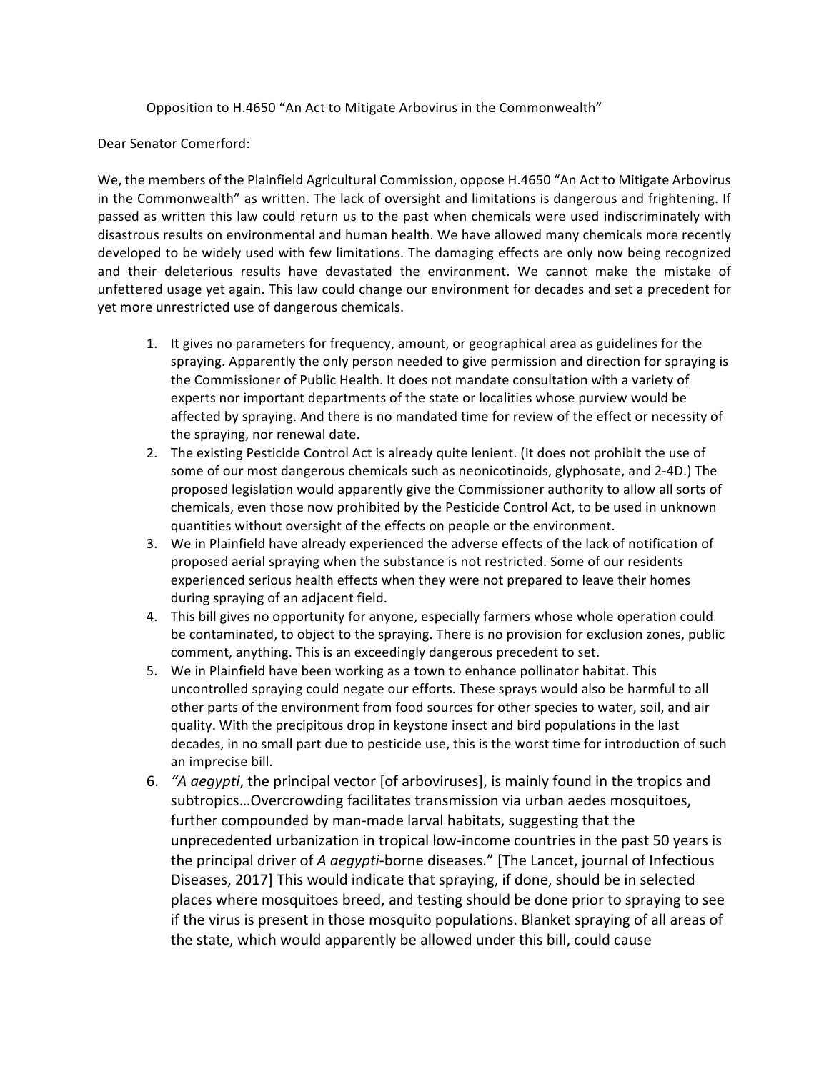Opposition to H.4650 "An Act to Mitigate Arbovirus in the Commonwealth"

Dear Senator Comerford:

We, the members of the Plainfield Agricultural Commission, oppose H.4650 "An Act to Mitigate Arbovirus in the Commonwealth" as written. The lack of oversight and limitations is dangerous and frightening. If passed as written this law could return us to the past when chemicals were used indiscriminately with disastrous results on environmental and human health. We have allowed many chemicals more recently developed to be widely used with few limitations. The damaging effects are only now being recognized and their deleterious results have devastated the environment. We cannot make the mistake of unfettered usage yet again. This law could change our environment for decades and set a precedent for yet more unrestricted use of dangerous chemicals.

1. It gives no parameters for frequency, amount, or geographical area as guidelines for the spraying. Apparently the only person needed to give permission and direction for spraying is the Commissioner of Public Health. It does not mandate consultation with a variety of experts nor important departments of the state or localities whose purview would be affected by spraying. And there is no mandated time for review of the effect or necessity of the spraying, nor renewal date.
2. The existing Pesticide Control Act is already quite lenient. (It does not prohibit the use of some of our most dangerous chemicals such as neonicotinoids, glyphosate, and 2-4D.) The proposed legislation would apparently give the Commissioner authority to allow all sorts of chemicals, even those now prohibited by the Pesticide Control Act, to be used in unknown quantities without oversight of the effects on people or the environment.
3. We in Plainfield have already experienced the adverse effects of the lack of notification of proposed aerial spraying when the substance is not restricted. Some of our residents experienced serious health effects when they were not prepared to leave their homes during spraying of an adjacent field.
4. This bill gives no opportunity for anyone, especially farmers whose whole operation could be contaminated, to object to the spraying. There is no provision for exclusion zones, public comment, anything. This is an exceedingly dangerous precedent to set.
5. We in Plainfield have been working as a town to enhance pollinator habitat. This uncontrolled spraying could negate our efforts. These sprays would also be harmful to all other parts of the environment from food sources for other species to water, soil, and air quality. With the precipitous drop in keystone insect and bird populations in the last decades, in no small part due to pesticide use, this is the worst time for introduction of such an imprecise bill.
6. *"A aegypti*, the principal vector [of arboviruses], is mainly found in the tropics and subtropics…Overcrowding facilitates transmission via urban aedes mosquitoes, further compounded by man-made larval habitats, suggesting that the unprecedented urbanization in tropical low-income countries in the past 50 years is the principal driver of *A aegypti*-borne diseases." [The Lancet, journal of Infectious Diseases, 2017] This would indicate that spraying, if done, should be in selected places where mosquitoes breed, and testing should be done prior to spraying to see if the virus is present in those mosquito populations. Blanket spraying of all areas of the state, which would apparently be allowed under this bill, could cause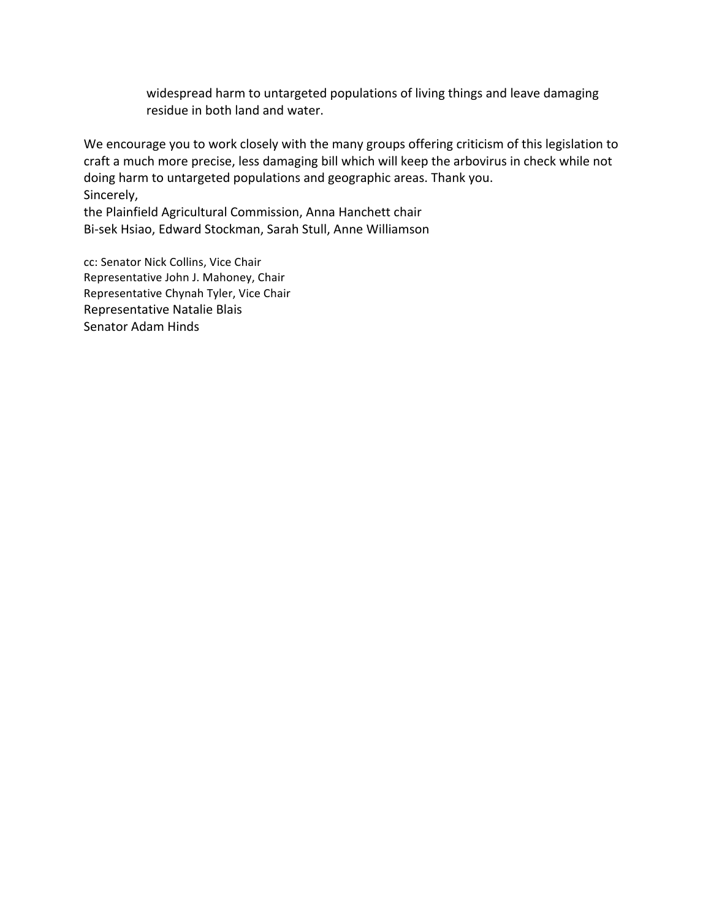widespread harm to untargeted populations of living things and leave damaging residue in both land and water.

We encourage you to work closely with the many groups offering criticism of this legislation to craft a much more precise, less damaging bill which will keep the arbovirus in check while not doing harm to untargeted populations and geographic areas. Thank you.

Sincerely,

the Plainfield Agricultural Commission, Anna Hanchett chair

Bi-sek Hsiao, Edward Stockman, Sarah Stull, Anne Williamson

cc: Senator Nick Collins, Vice Chair

Representative John J. Mahoney, Chair

Representative Chynah Tyler, Vice Chair

Representative Natalie Blais

Senator Adam Hinds